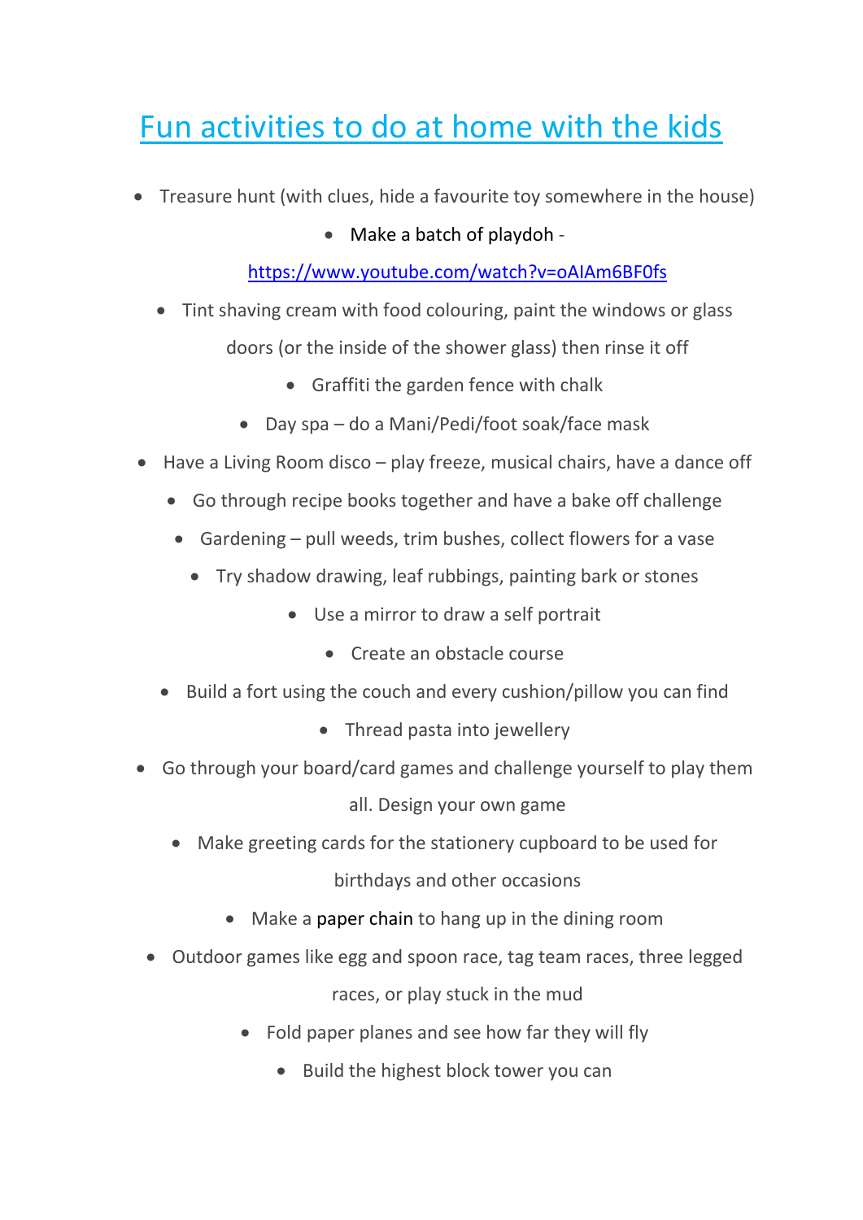# Fun activities to do at home with the kids

- Treasure hunt (with clues, hide a favourite toy somewhere in the house)
- Make a batch of playdoh - https://www.youtube.com/watch?v=oAIAm6BF0fs
- Tint shaving cream with food colouring, paint the windows or glass doors (or the inside of the shower glass) then rinse it off
- Graffiti the garden fence with chalk
- Day spa – do a Mani/Pedi/foot soak/face mask
- Have a Living Room disco – play freeze, musical chairs, have a dance off
- Go through recipe books together and have a bake off challenge
- Gardening – pull weeds, trim bushes, collect flowers for a vase
- Try shadow drawing, leaf rubbings, painting bark or stones
- Use a mirror to draw a self portrait
- Create an obstacle course
- Build a fort using the couch and every cushion/pillow you can find
- Thread pasta into jewellery
- Go through your board/card games and challenge yourself to play them all. Design your own game
- Make greeting cards for the stationery cupboard to be used for birthdays and other occasions
- Make a paper chain to hang up in the dining room
- Outdoor games like egg and spoon race, tag team races, three legged races, or play stuck in the mud
- Fold paper planes and see how far they will fly
- Build the highest block tower you can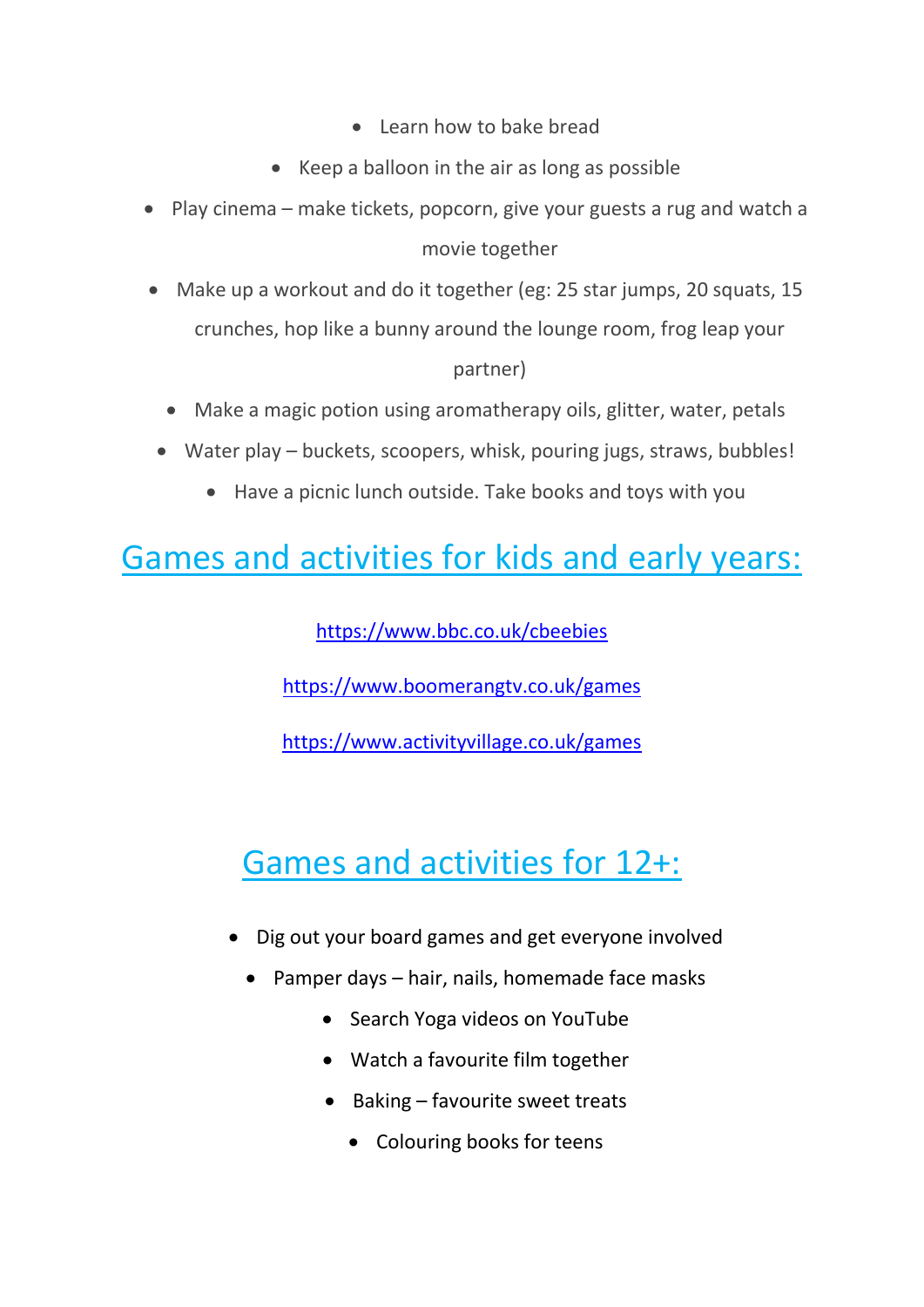- Learn how to bake bread
- Keep a balloon in the air as long as possible
- Play cinema – make tickets, popcorn, give your guests a rug and watch a movie together
- Make up a workout and do it together (eg: 25 star jumps, 20 squats, 15 crunches, hop like a bunny around the lounge room, frog leap your partner)
- Make a magic potion using aromatherapy oils, glitter, water, petals
- Water play – buckets, scoopers, whisk, pouring jugs, straws, bubbles!
- Have a picnic lunch outside. Take books and toys with you

## Games and activities for kids and early years:

https://www.bbc.co.uk/cbeebies

https://www.boomerangtv.co.uk/games

https://www.activityvillage.co.uk/games

## Games and activities for 12+:

- Dig out your board games and get everyone involved
- Pamper days – hair, nails, homemade face masks
- Search Yoga videos on YouTube
- Watch a favourite film together
- Baking – favourite sweet treats
- Colouring books for teens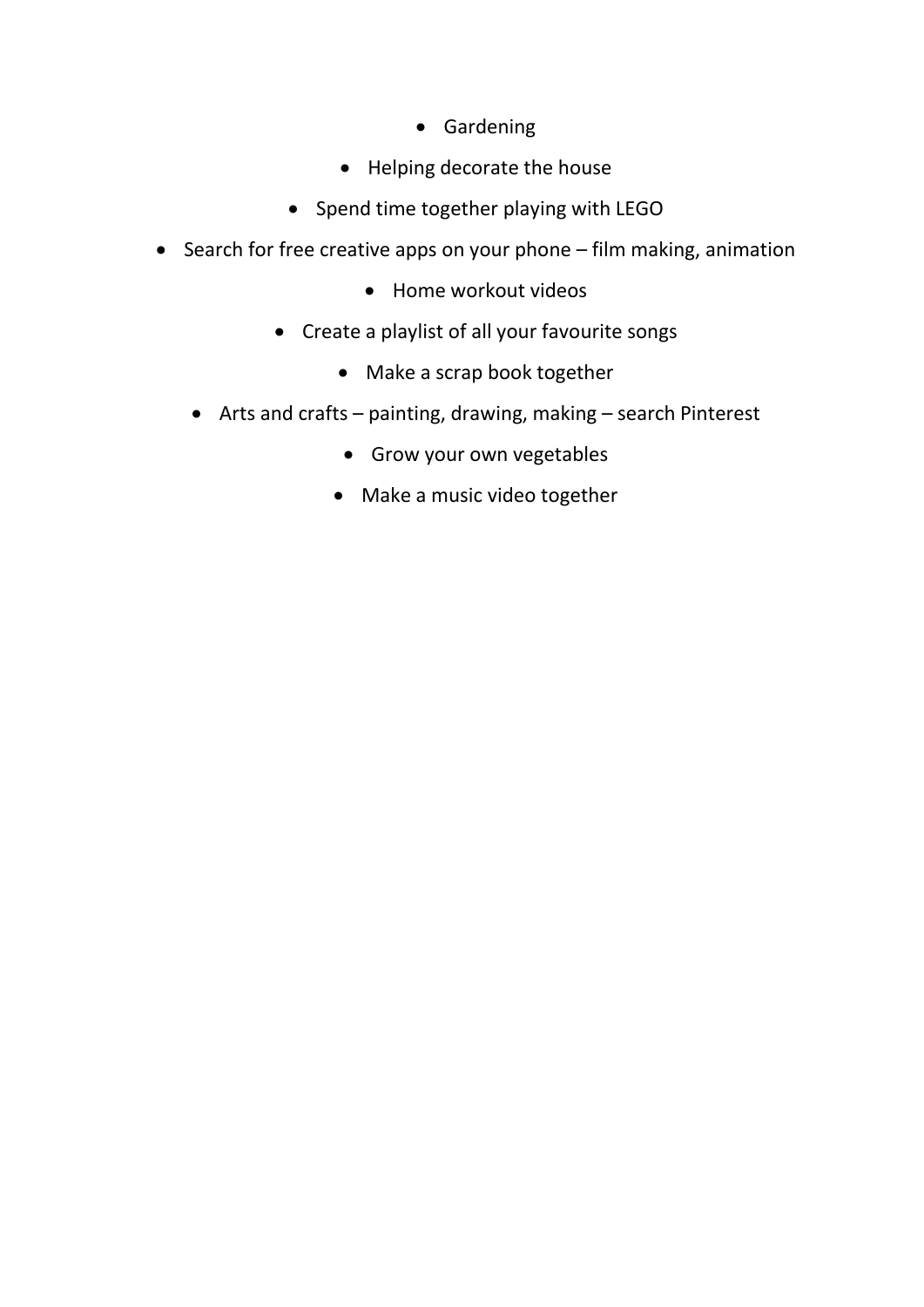- Gardening
- Helping decorate the house
- Spend time together playing with LEGO
- Search for free creative apps on your phone – film making, animation
- Home workout videos
- Create a playlist of all your favourite songs
- Make a scrap book together
- Arts and crafts – painting, drawing, making – search Pinterest
- Grow your own vegetables
- Make a music video together